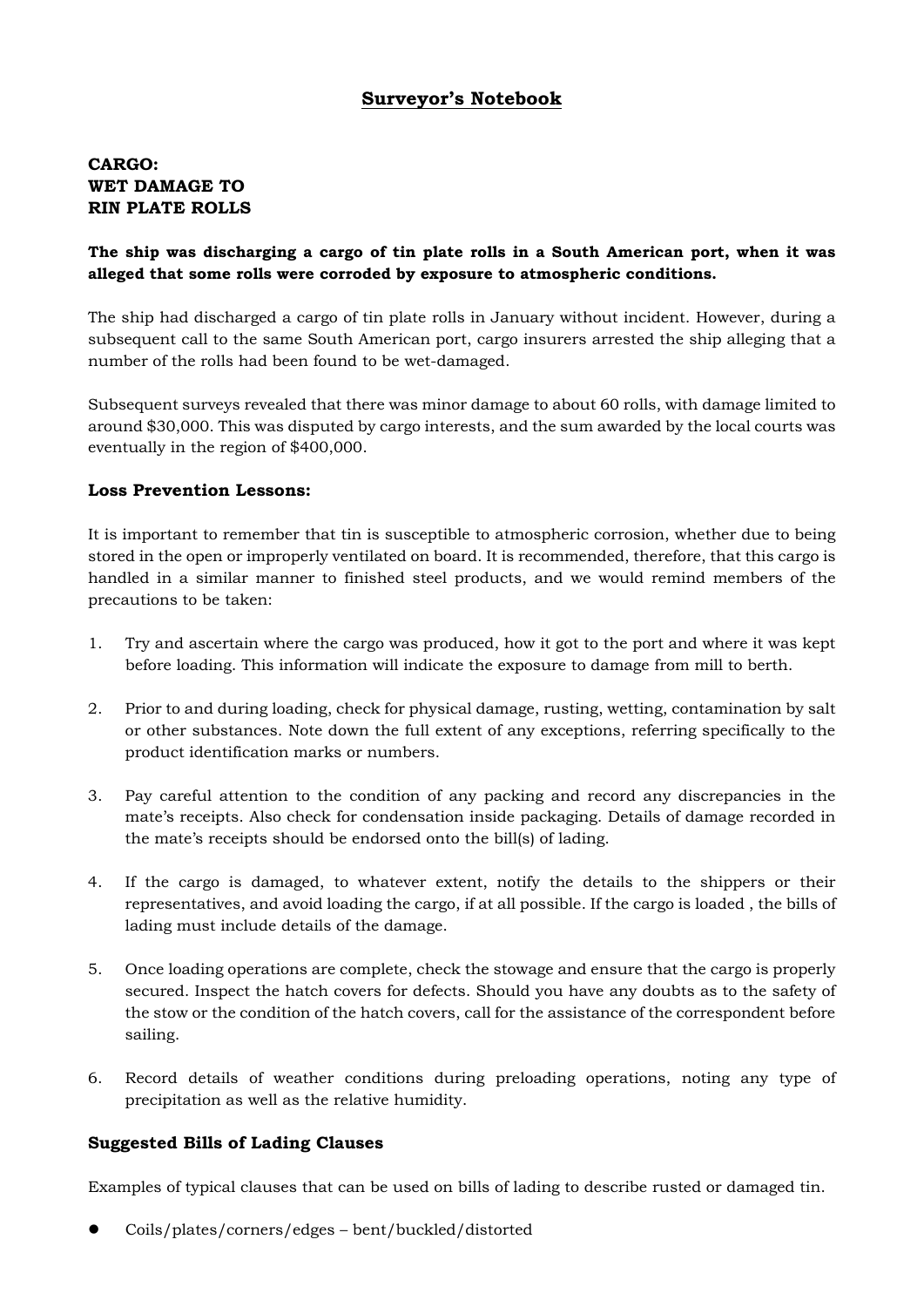# Surveyor's Notebook

## CARGO:
## WET DAMAGE TO
## RIN PLATE ROLLS

**The ship was discharging a cargo of tin plate rolls in a South American port, when it was alleged that some rolls were corroded by exposure to atmospheric conditions.**

The ship had discharged a cargo of tin plate rolls in January without incident. However, during a subsequent call to the same South American port, cargo insurers arrested the ship alleging that a number of the rolls had been found to be wet-damaged.

Subsequent surveys revealed that there was minor damage to about 60 rolls, with damage limited to around $30,000. This was disputed by cargo interests, and the sum awarded by the local courts was eventually in the region of $400,000.

### Loss Prevention Lessons:

It is important to remember that tin is susceptible to atmospheric corrosion, whether due to being stored in the open or improperly ventilated on board. It is recommended, therefore, that this cargo is handled in a similar manner to finished steel products, and we would remind members of the precautions to be taken:

1. Try and ascertain where the cargo was produced, how it got to the port and where it was kept before loading. This information will indicate the exposure to damage from mill to berth.
2. Prior to and during loading, check for physical damage, rusting, wetting, contamination by salt or other substances. Note down the full extent of any exceptions, referring specifically to the product identification marks or numbers.
3. Pay careful attention to the condition of any packing and record any discrepancies in the mate's receipts. Also check for condensation inside packaging. Details of damage recorded in the mate's receipts should be endorsed onto the bill(s) of lading.
4. If the cargo is damaged, to whatever extent, notify the details to the shippers or their representatives, and avoid loading the cargo, if at all possible. If the cargo is loaded , the bills of lading must include details of the damage.
5. Once loading operations are complete, check the stowage and ensure that the cargo is properly secured. Inspect the hatch covers for defects. Should you have any doubts as to the safety of the stow or the condition of the hatch covers, call for the assistance of the correspondent before sailing.
6. Record details of weather conditions during preloading operations, noting any type of precipitation as well as the relative humidity.

### Suggested Bills of Lading Clauses

Examples of typical clauses that can be used on bills of lading to describe rusted or damaged tin.

- Coils/plates/corners/edges – bent/buckled/distorted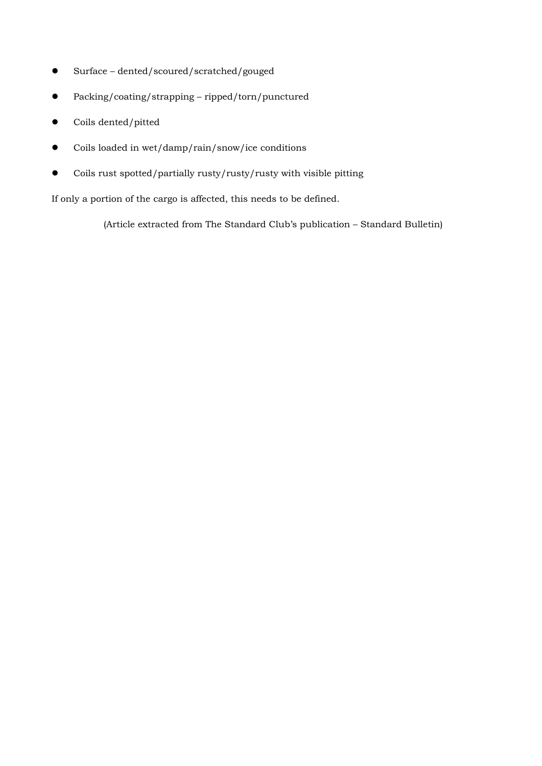- Surface – dented/scoured/scratched/gouged
- Packing/coating/strapping – ripped/torn/punctured
- Coils dented/pitted
- Coils loaded in wet/damp/rain/snow/ice conditions
- Coils rust spotted/partially rusty/rusty/rusty with visible pitting

If only a portion of the cargo is affected, this needs to be defined.

(Article extracted from The Standard Club's publication – Standard Bulletin)